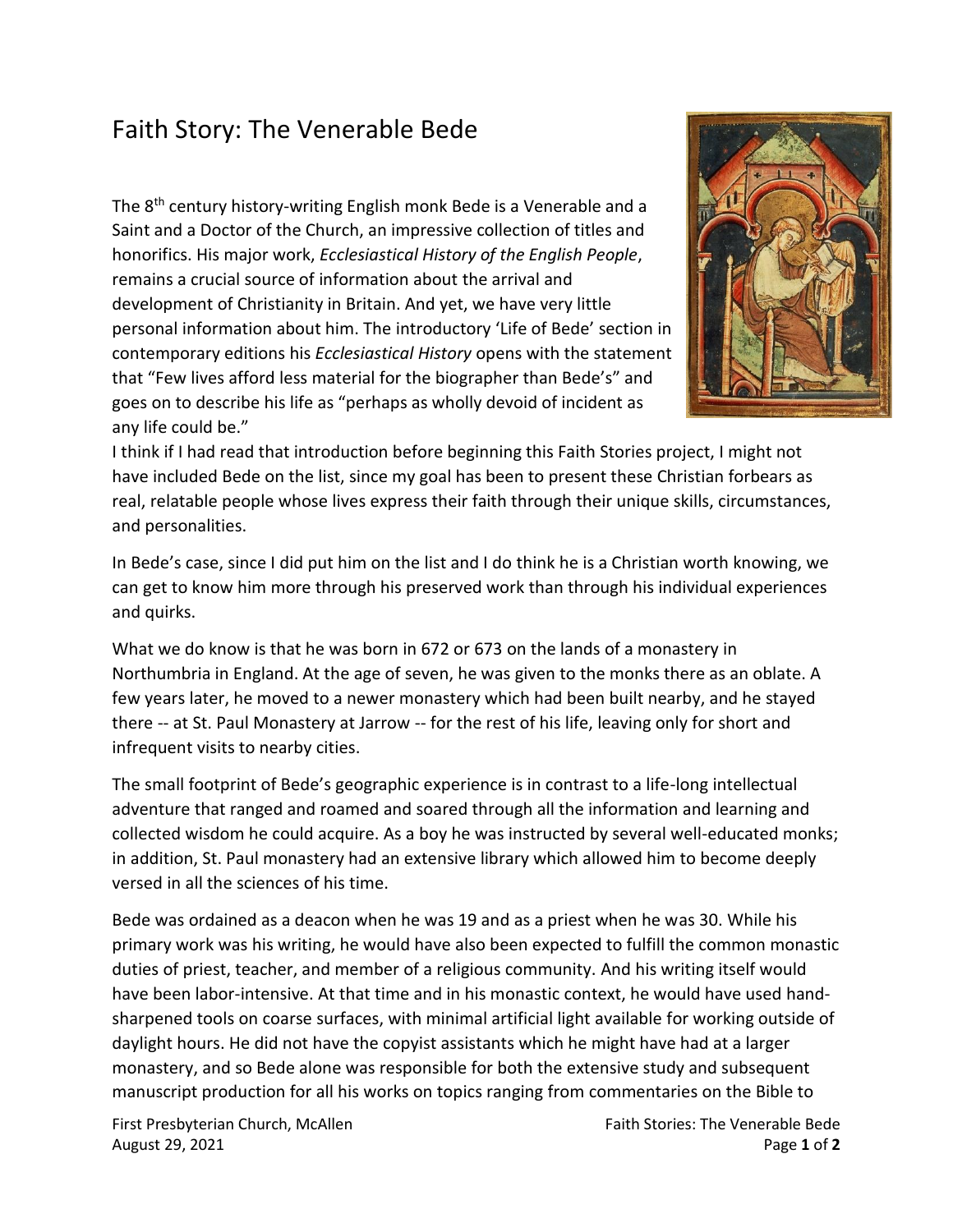# Faith Story: The Venerable Bede

The 8$^{th}$ century history-writing English monk Bede is a Venerable and a Saint and a Doctor of the Church, an impressive collection of titles and honorifics. His major work, *Ecclesiastical History of the English People*, remains a crucial source of information about the arrival and development of Christianity in Britain. And yet, we have very little personal information about him. The introductory 'Life of Bede' section in contemporary editions his *Ecclesiastical History* opens with the statement that "Few lives afford less material for the biographer than Bede's" and goes on to describe his life as "perhaps as wholly devoid of incident as any life could be."

I think if I had read that introduction before beginning this Faith Stories project, I might not have included Bede on the list, since my goal has been to present these Christian forbears as real, relatable people whose lives express their faith through their unique skills, circumstances, and personalities.

In Bede's case, since I did put him on the list and I do think he is a Christian worth knowing, we can get to know him more through his preserved work than through his individual experiences and quirks.

What we do know is that he was born in 672 or 673 on the lands of a monastery in Northumbria in England. At the age of seven, he was given to the monks there as an oblate. A few years later, he moved to a newer monastery which had been built nearby, and he stayed there -- at St. Paul Monastery at Jarrow -- for the rest of his life, leaving only for short and infrequent visits to nearby cities.

The small footprint of Bede's geographic experience is in contrast to a life-long intellectual adventure that ranged and roamed and soared through all the information and learning and collected wisdom he could acquire. As a boy he was instructed by several well-educated monks; in addition, St. Paul monastery had an extensive library which allowed him to become deeply versed in all the sciences of his time.

Bede was ordained as a deacon when he was 19 and as a priest when he was 30. While his primary work was his writing, he would have also been expected to fulfill the common monastic duties of priest, teacher, and member of a religious community. And his writing itself would have been labor-intensive. At that time and in his monastic context, he would have used hand-sharpened tools on coarse surfaces, with minimal artificial light available for working outside of daylight hours. He did not have the copyist assistants which he might have had at a larger monastery, and so Bede alone was responsible for both the extensive study and subsequent manuscript production for all his works on topics ranging from commentaries on the Bible to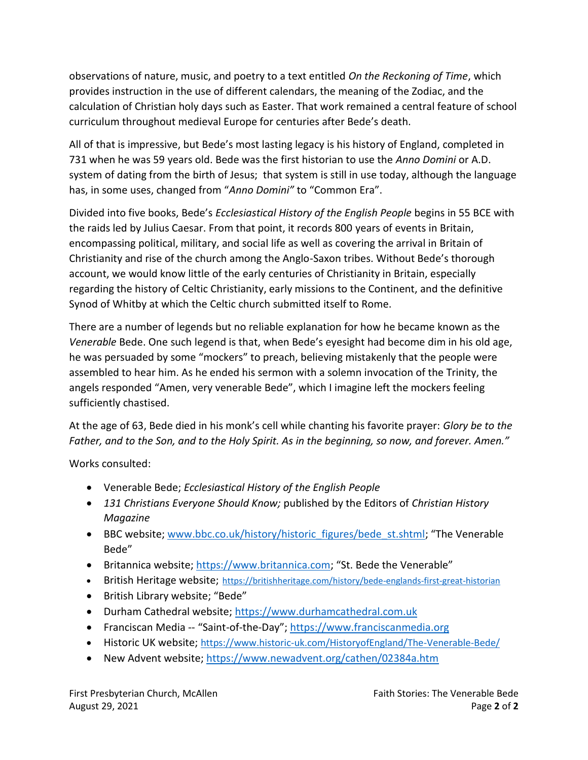observations of nature, music, and poetry to a text entitled *On the Reckoning of Time*, which provides instruction in the use of different calendars, the meaning of the Zodiac, and the calculation of Christian holy days such as Easter. That work remained a central feature of school curriculum throughout medieval Europe for centuries after Bede's death.

All of that is impressive, but Bede's most lasting legacy is his history of England, completed in 731 when he was 59 years old. Bede was the first historian to use the *Anno Domini* or A.D. system of dating from the birth of Jesus; that system is still in use today, although the language has, in some uses, changed from "*Anno Domini"* to "Common Era".

Divided into five books, Bede's *Ecclesiastical History of the English People* begins in 55 BCE with the raids led by Julius Caesar. From that point, it records 800 years of events in Britain, encompassing political, military, and social life as well as covering the arrival in Britain of Christianity and rise of the church among the Anglo-Saxon tribes. Without Bede's thorough account, we would know little of the early centuries of Christianity in Britain, especially regarding the history of Celtic Christianity, early missions to the Continent, and the definitive Synod of Whitby at which the Celtic church submitted itself to Rome.

There are a number of legends but no reliable explanation for how he became known as the *Venerable* Bede. One such legend is that, when Bede's eyesight had become dim in his old age, he was persuaded by some "mockers" to preach, believing mistakenly that the people were assembled to hear him. As he ended his sermon with a solemn invocation of the Trinity, the angels responded "Amen, very venerable Bede", which I imagine left the mockers feeling sufficiently chastised.

At the age of 63, Bede died in his monk's cell while chanting his favorite prayer: *Glory be to the Father, and to the Son, and to the Holy Spirit. As in the beginning, so now, and forever. Amen."*

Works consulted:

- Venerable Bede; *Ecclesiastical History of the English People*
- *131 Christians Everyone Should Know;* published by the Editors of *Christian History Magazine*
- BBC website; www.bbc.co.uk/history/historic_figures/bede_st.shtml; "The Venerable Bede"
- Britannica website; https://www.britannica.com; "St. Bede the Venerable"
- British Heritage website; https://britishheritage.com/history/bede-englands-first-great-historian
- British Library website; "Bede"
- Durham Cathedral website; https://www.durhamcathedral.com.uk
- Franciscan Media -- "Saint-of-the-Day"; https://www.franciscanmedia.org
- Historic UK website; https://www.historic-uk.com/HistoryofEngland/The-Venerable-Bede/
- New Advent website; https://www.newadvent.org/cathen/02384a.htm